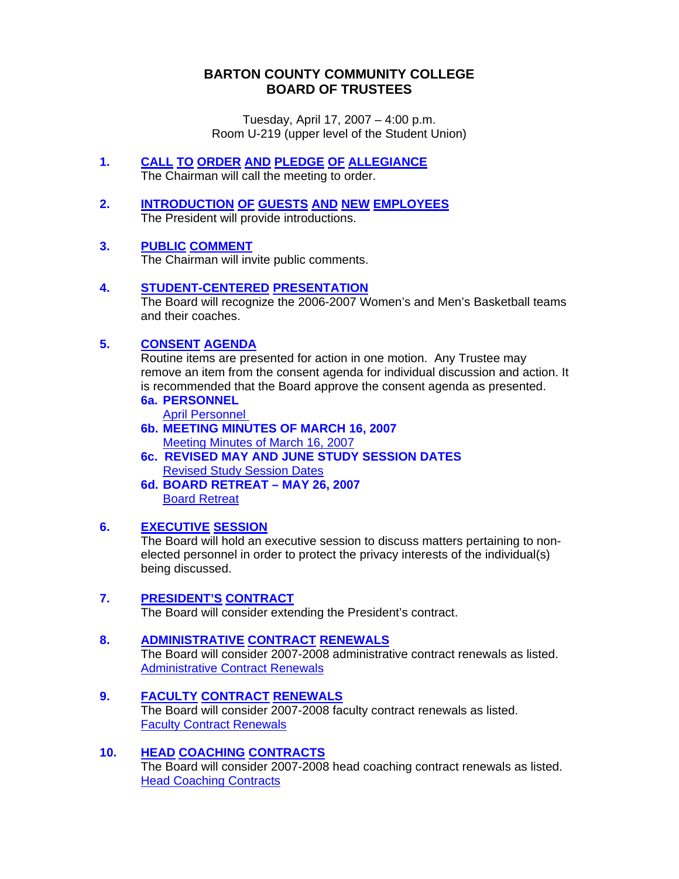# BARTON COUNTY COMMUNITY COLLEGE
# BOARD OF TRUSTEES

Tuesday, April 17, 2007 – 4:00 p.m.
Room U-219 (upper level of the Student Union)

**1. CALL TO ORDER AND PLEDGE OF ALLEGIANCE**
The Chairman will call the meeting to order.

**2. INTRODUCTION OF GUESTS AND NEW EMPLOYEES**
The President will provide introductions.

**3. PUBLIC COMMENT**
The Chairman will invite public comments.

**4. STUDENT-CENTERED PRESENTATION**
The Board will recognize the 2006-2007 Women's and Men's Basketball teams and their coaches.

**5. CONSENT AGENDA**
Routine items are presented for action in one motion. Any Trustee may remove an item from the consent agenda for individual discussion and action. It is recommended that the Board approve the consent agenda as presented.

- **6a. PERSONNEL**
  April Personnel
- **6b. MEETING MINUTES OF MARCH 16, 2007**
  Meeting Minutes of March 16, 2007
- **6c. REVISED MAY AND JUNE STUDY SESSION DATES**
  Revised Study Session Dates
- **6d. BOARD RETREAT – MAY 26, 2007**
  Board Retreat

**6. EXECUTIVE SESSION**
The Board will hold an executive session to discuss matters pertaining to non-elected personnel in order to protect the privacy interests of the individual(s) being discussed.

**7. PRESIDENT'S CONTRACT**
The Board will consider extending the President's contract.

**8. ADMINISTRATIVE CONTRACT RENEWALS**
The Board will consider 2007-2008 administrative contract renewals as listed.
Administrative Contract Renewals

**9. FACULTY CONTRACT RENEWALS**
The Board will consider 2007-2008 faculty contract renewals as listed.
Faculty Contract Renewals

**10. HEAD COACHING CONTRACTS**
The Board will consider 2007-2008 head coaching contract renewals as listed.
Head Coaching Contracts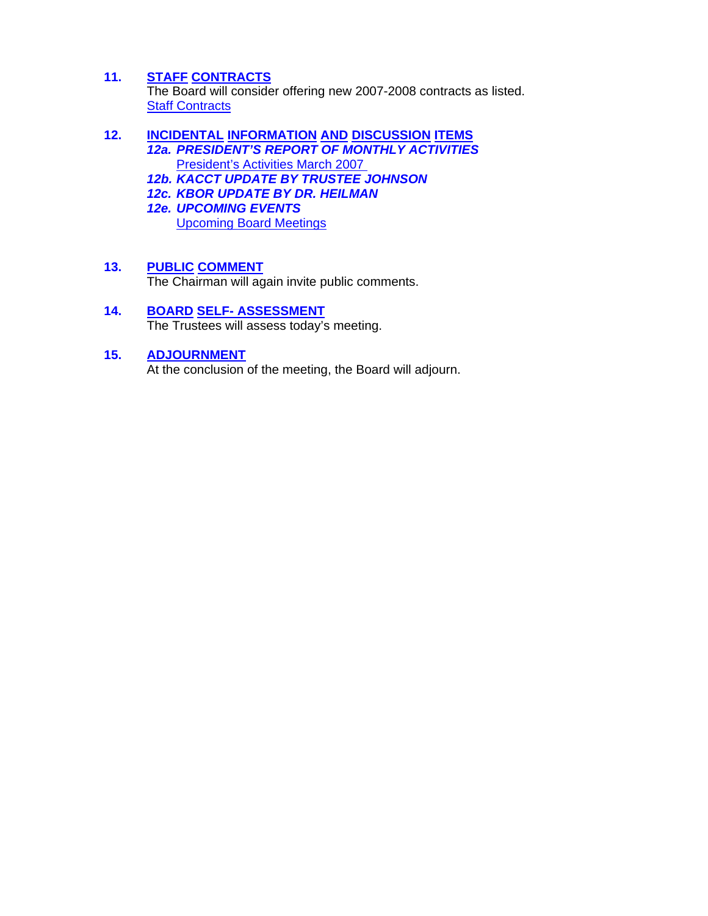**11. STAFF CONTRACTS**

The Board will consider offering new 2007-2008 contracts as listed.
Staff Contracts

**12. INCIDENTAL INFORMATION AND DISCUSSION ITEMS**

***12a. PRESIDENT'S REPORT OF MONTHLY ACTIVITIES***

President's Activities March 2007

***12b. KACCT UPDATE BY TRUSTEE JOHNSON***

***12c. KBOR UPDATE BY DR. HEILMAN***

***12e. UPCOMING EVENTS***

Upcoming Board Meetings

**13. PUBLIC COMMENT**

The Chairman will again invite public comments.

**14. BOARD SELF- ASSESSMENT**

The Trustees will assess today's meeting.

**15. ADJOURNMENT**

At the conclusion of the meeting, the Board will adjourn.